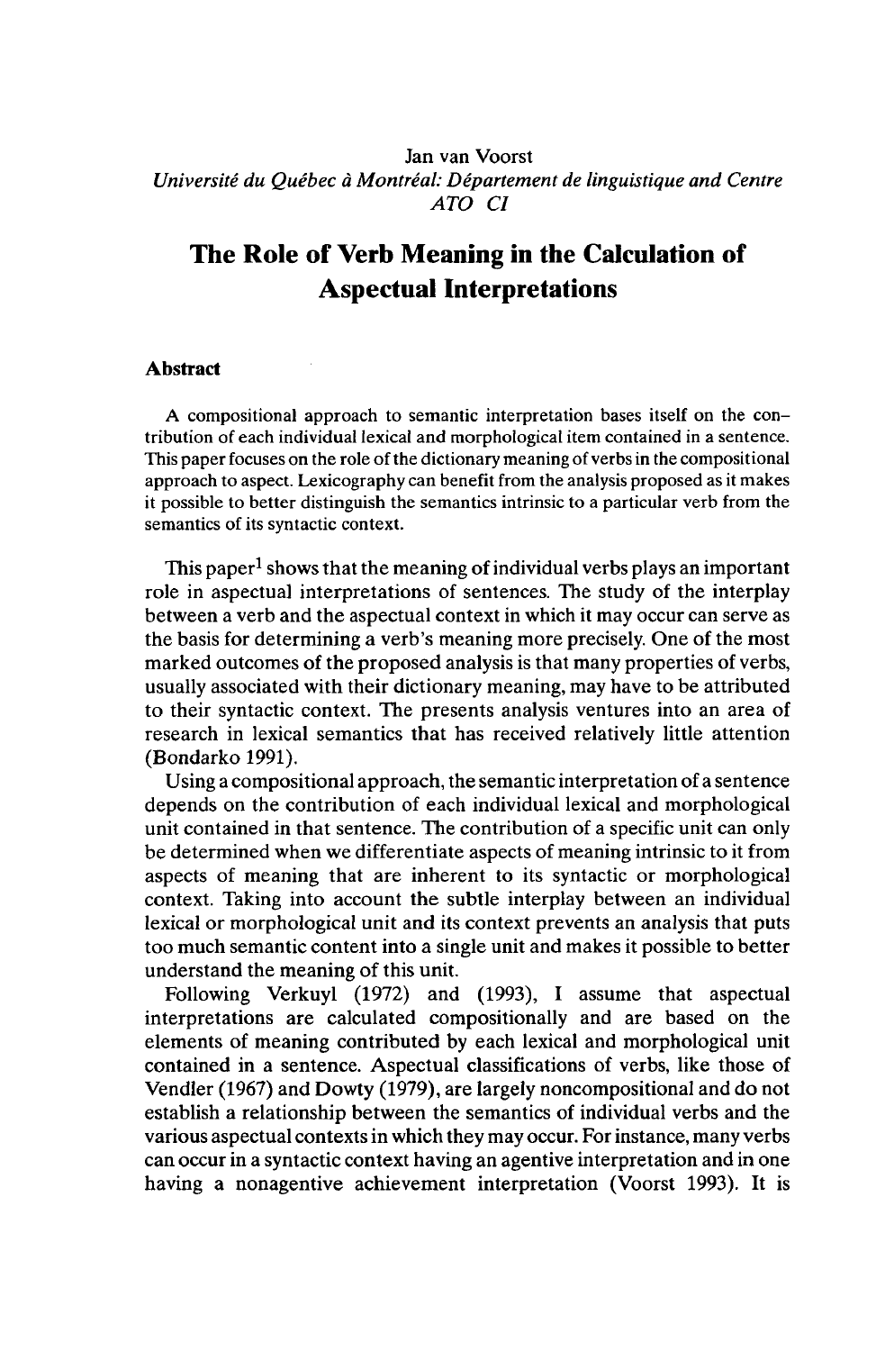Jan van Voorst
*Université du Québec à Montréal: Département de linguistique and Centre ATO CI*

# The Role of Verb Meaning in the Calculation of Aspectual Interpretations

## Abstract

A compositional approach to semantic interpretation bases itself on the contribution of each individual lexical and morphological item contained in a sentence. This paper focuses on the role of the dictionary meaning of verbs in the compositional approach to aspect. Lexicography can benefit from the analysis proposed as it makes it possible to better distinguish the semantics intrinsic to a particular verb from the semantics of its syntactic context.

This paper[1] shows that the meaning of individual verbs plays an important role in aspectual interpretations of sentences. The study of the interplay between a verb and the aspectual context in which it may occur can serve as the basis for determining a verb's meaning more precisely. One of the most marked outcomes of the proposed analysis is that many properties of verbs, usually associated with their dictionary meaning, may have to be attributed to their syntactic context. The presents analysis ventures into an area of research in lexical semantics that has received relatively little attention (Bondarko 1991).

Using a compositional approach, the semantic interpretation of a sentence depends on the contribution of each individual lexical and morphological unit contained in that sentence. The contribution of a specific unit can only be determined when we differentiate aspects of meaning intrinsic to it from aspects of meaning that are inherent to its syntactic or morphological context. Taking into account the subtle interplay between an individual lexical or morphological unit and its context prevents an analysis that puts too much semantic content into a single unit and makes it possible to better understand the meaning of this unit.

Following Verkuyl (1972) and (1993), I assume that aspectual interpretations are calculated compositionally and are based on the elements of meaning contributed by each lexical and morphological unit contained in a sentence. Aspectual classifications of verbs, like those of Vendler (1967) and Dowty (1979), are largely noncompositional and do not establish a relationship between the semantics of individual verbs and the various aspectual contexts in which they may occur. For instance, many verbs can occur in a syntactic context having an agentive interpretation and in one having a nonagentive achievement interpretation (Voorst 1993). It is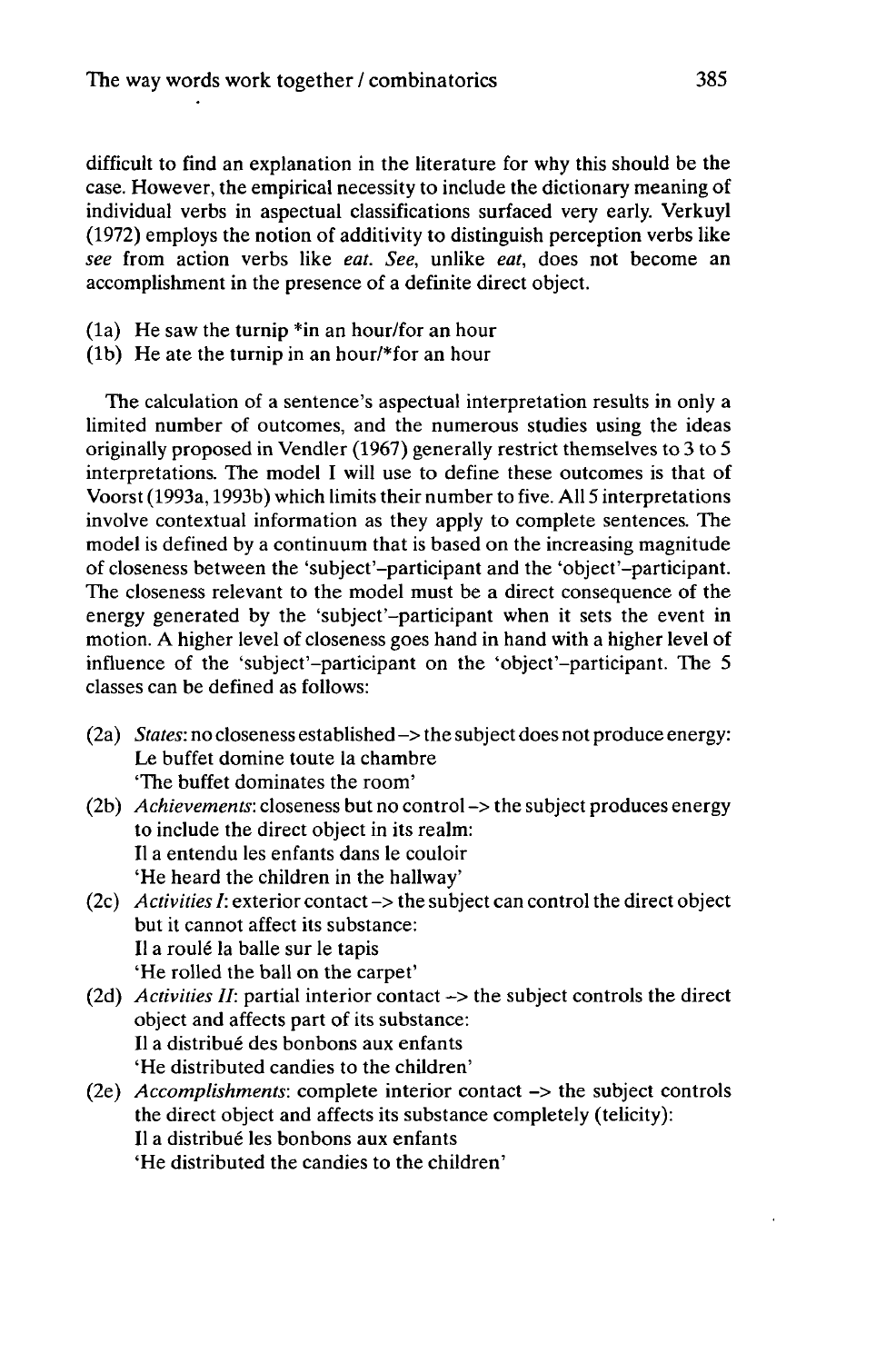difficult to find an explanation in the literature for why this should be the case. However, the empirical necessity to include the dictionary meaning of individual verbs in aspectual classifications surfaced very early. Verkuyl (1972) employs the notion of additivity to distinguish perception verbs like *see* from action verbs like *eat*. *See*, unlike *eat*, does not become an accomplishment in the presence of a definite direct object.

(1a) He saw the turnip *in an hour/for an hour
(1b) He ate the turnip in an hour/*for an hour

The calculation of a sentence's aspectual interpretation results in only a limited number of outcomes, and the numerous studies using the ideas originally proposed in Vendler (1967) generally restrict themselves to 3 to 5 interpretations. The model I will use to define these outcomes is that of Voorst (1993a, 1993b) which limits their number to five. All 5 interpretations involve contextual information as they apply to complete sentences. The model is defined by a continuum that is based on the increasing magnitude of closeness between the 'subject'-participant and the 'object'-participant. The closeness relevant to the model must be a direct consequence of the energy generated by the 'subject'-participant when it sets the event in motion. A higher level of closeness goes hand in hand with a higher level of influence of the 'subject'-participant on the 'object'-participant. The 5 classes can be defined as follows:

(2a) *States*: no closeness established -> the subject does not produce energy:
Le buffet domine toute la chambre
'The buffet dominates the room'

(2b) *Achievements*: closeness but no control -> the subject produces energy to include the direct object in its realm:
Il a entendu les enfants dans le couloir
'He heard the children in the hallway'

(2c) *Activities I*: exterior contact -> the subject can control the direct object but it cannot affect its substance:
Il a roulé la balle sur le tapis
'He rolled the ball on the carpet'

(2d) *Activities II*: partial interior contact -> the subject controls the direct object and affects part of its substance:
Il a distribué des bonbons aux enfants
'He distributed candies to the children'

(2e) *Accomplishments*: complete interior contact -> the subject controls the direct object and affects its substance completely (telicity):
Il a distribué les bonbons aux enfants
'He distributed the candies to the children'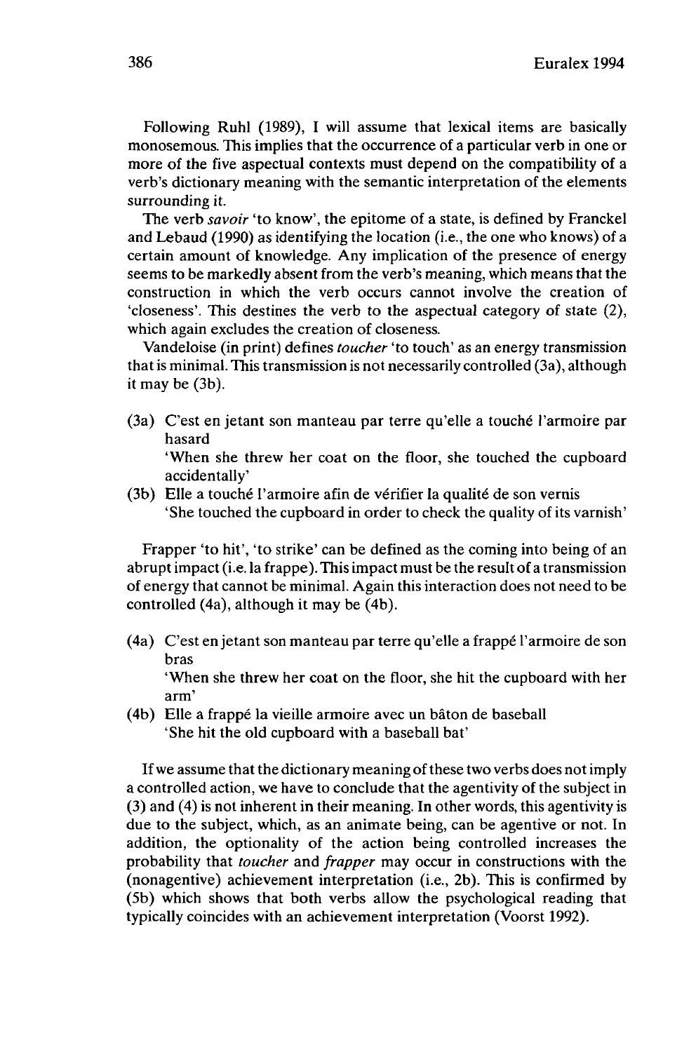Following Ruhl (1989), I will assume that lexical items are basically monosemous. This implies that the occurrence of a particular verb in one or more of the five aspectual contexts must depend on the compatibility of a verb's dictionary meaning with the semantic interpretation of the elements surrounding it.

The verb *savoir* 'to know', the epitome of a state, is defined by Franckel and Lebaud (1990) as identifying the location (i.e., the one who knows) of a certain amount of knowledge. Any implication of the presence of energy seems to be markedly absent from the verb's meaning, which means that the construction in which the verb occurs cannot involve the creation of 'closeness'. This destines the verb to the aspectual category of state (2), which again excludes the creation of closeness.

Vandeloise (in print) defines *toucher* 'to touch' as an energy transmission that is minimal. This transmission is not necessarily controlled (3a), although it may be (3b).

(3a) C'est en jetant son manteau par terre qu'elle a touché l'armoire par hasard
'When she threw her coat on the floor, she touched the cupboard accidentally'

(3b) Elle a touché l'armoire afin de vérifier la qualité de son vernis
'She touched the cupboard in order to check the quality of its varnish'

Frapper 'to hit', 'to strike' can be defined as the coming into being of an abrupt impact (i.e. la frappe). This impact must be the result of a transmission of energy that cannot be minimal. Again this interaction does not need to be controlled (4a), although it may be (4b).

(4a) C'est en jetant son manteau par terre qu'elle a frappé l'armoire de son bras
'When she threw her coat on the floor, she hit the cupboard with her arm'

(4b) Elle a frappé la vieille armoire avec un bâton de baseball
'She hit the old cupboard with a baseball bat'

If we assume that the dictionary meaning of these two verbs does not imply a controlled action, we have to conclude that the agentivity of the subject in (3) and (4) is not inherent in their meaning. In other words, this agentivity is due to the subject, which, as an animate being, can be agentive or not. In addition, the optionality of the action being controlled increases the probability that *toucher* and *frapper* may occur in constructions with the (nonagentive) achievement interpretation (i.e., 2b). This is confirmed by (5b) which shows that both verbs allow the psychological reading that typically coincides with an achievement interpretation (Voorst 1992).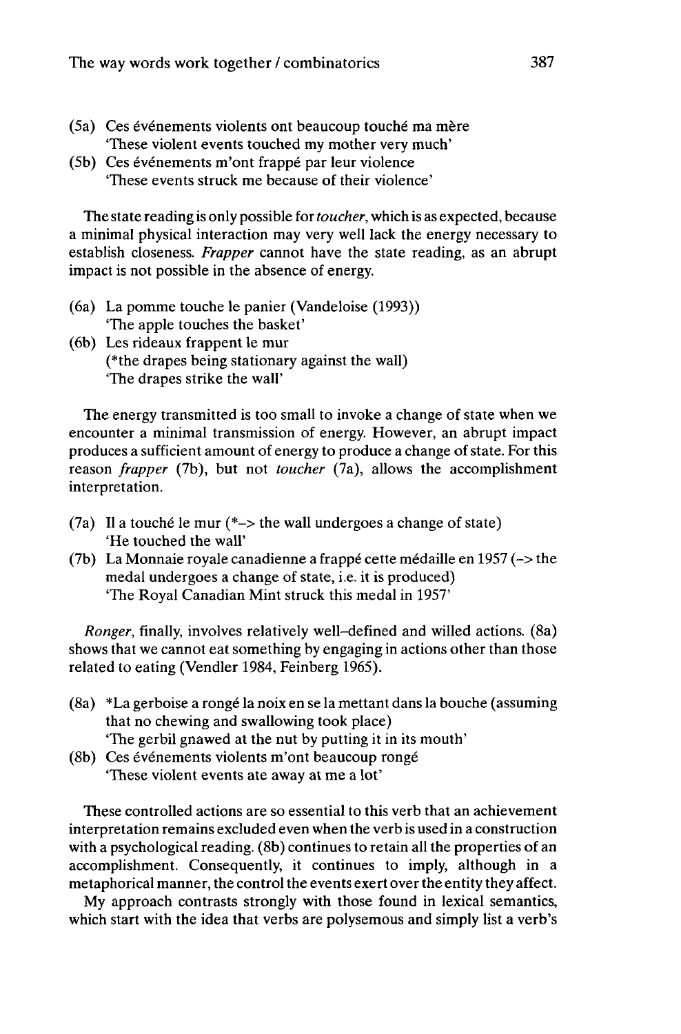(5a) Ces événements violents ont beaucoup touché ma mère
'These violent events touched my mother very much'

(5b) Ces événements m'ont frappé par leur violence
'These events struck me because of their violence'

The state reading is only possible for *toucher*, which is as expected, because a minimal physical interaction may very well lack the energy necessary to establish closeness. *Frapper* cannot have the state reading, as an abrupt impact is not possible in the absence of energy.

(6a) La pomme touche le panier (Vandeloise (1993))
'The apple touches the basket'

(6b) Les rideaux frappent le mur
(*the drapes being stationary against the wall)
'The drapes strike the wall'

The energy transmitted is too small to invoke a change of state when we encounter a minimal transmission of energy. However, an abrupt impact produces a sufficient amount of energy to produce a change of state. For this reason *frapper* (7b), but not *toucher* (7a), allows the accomplishment interpretation.

(7a) Il a touché le mur (*–> the wall undergoes a change of state)
'He touched the wall'

(7b) La Monnaie royale canadienne a frappé cette médaille en 1957 (–> the medal undergoes a change of state, i.e. it is produced)
'The Royal Canadian Mint struck this medal in 1957'

*Ronger*, finally, involves relatively well–defined and willed actions. (8a) shows that we cannot eat something by engaging in actions other than those related to eating (Vendler 1984, Feinberg 1965).

(8a) *La gerboise a rongé la noix en se la mettant dans la bouche (assuming that no chewing and swallowing took place)
'The gerbil gnawed at the nut by putting it in its mouth'

(8b) Ces événements violents m'ont beaucoup rongé
'These violent events ate away at me a lot'

These controlled actions are so essential to this verb that an achievement interpretation remains excluded even when the verb is used in a construction with a psychological reading. (8b) continues to retain all the properties of an accomplishment. Consequently, it continues to imply, although in a metaphorical manner, the control the events exert over the entity they affect.

My approach contrasts strongly with those found in lexical semantics, which start with the idea that verbs are polysemous and simply list a verb's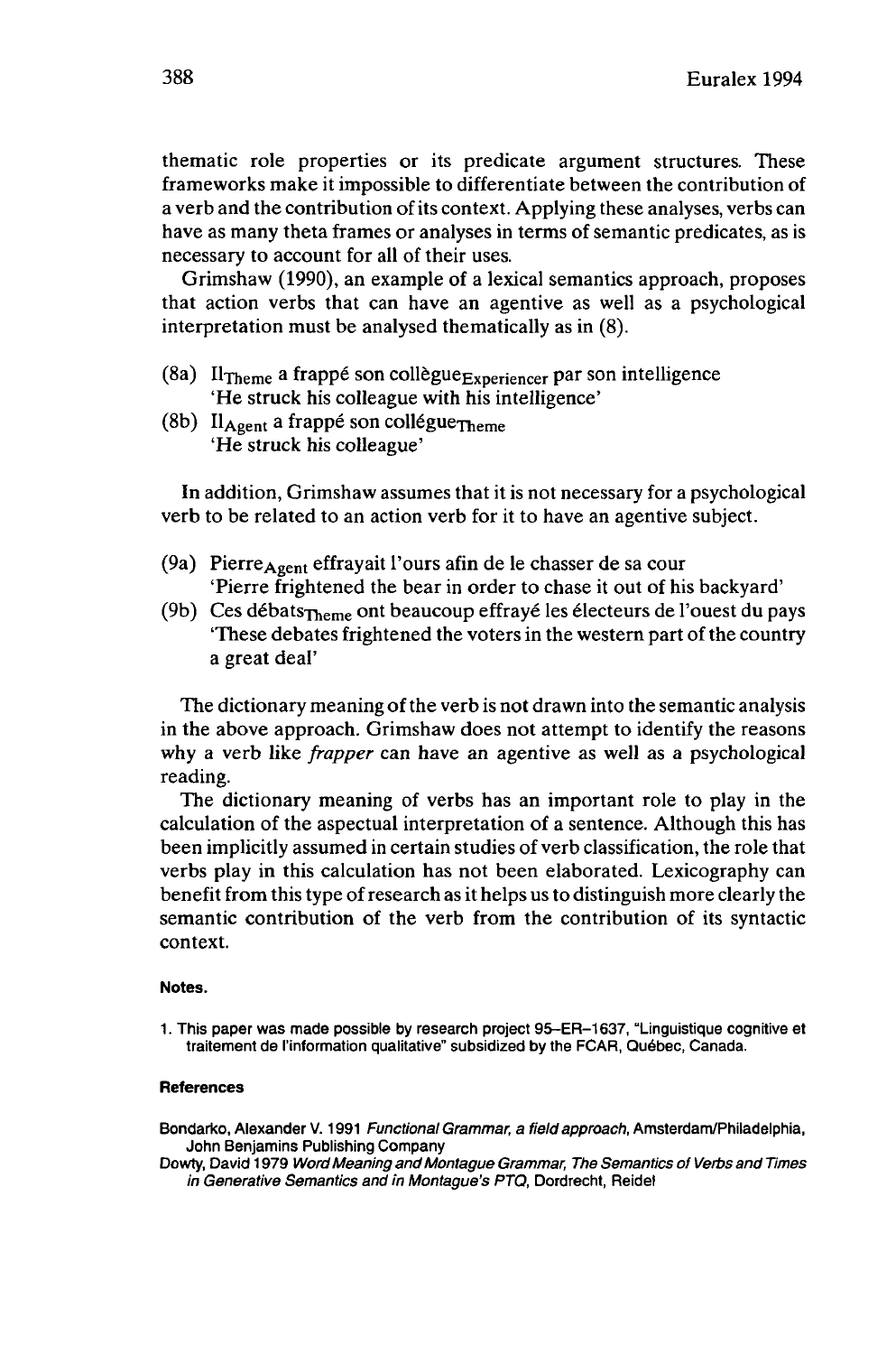thematic role properties or its predicate argument structures. These frameworks make it impossible to differentiate between the contribution of a verb and the contribution of its context. Applying these analyses, verbs can have as many theta frames or analyses in terms of semantic predicates, as is necessary to account for all of their uses.

Grimshaw (1990), an example of a lexical semantics approach, proposes that action verbs that can have an agentive as well as a psychological interpretation must be analysed thematically as in (8).

(8a) Il$_{\text{Theme}}$ a frappé son collègue$_{\text{Experiencer}}$ par son intelligence
'He struck his colleague with his intelligence'

(8b) Il$_{\text{Agent}}$ a frappé son collégue$_{\text{Theme}}$
'He struck his colleague'

In addition, Grimshaw assumes that it is not necessary for a psychological verb to be related to an action verb for it to have an agentive subject.

(9a) Pierre$_{\text{Agent}}$ effrayait l'ours afin de le chasser de sa cour
'Pierre frightened the bear in order to chase it out of his backyard'

(9b) Ces débats$_{\text{Theme}}$ ont beaucoup effrayé les électeurs de l'ouest du pays
'These debates frightened the voters in the western part of the country a great deal'

The dictionary meaning of the verb is not drawn into the semantic analysis in the above approach. Grimshaw does not attempt to identify the reasons why a verb like *frapper* can have an agentive as well as a psychological reading.

The dictionary meaning of verbs has an important role to play in the calculation of the aspectual interpretation of a sentence. Although this has been implicitly assumed in certain studies of verb classification, the role that verbs play in this calculation has not been elaborated. Lexicography can benefit from this type of research as it helps us to distinguish more clearly the semantic contribution of the verb from the contribution of its syntactic context.

#### Notes.

1. This paper was made possible by research project 95–ER–1637, "Linguistique cognitive et traitement de l'information qualitative" subsidized by the FCAR, Québec, Canada.

#### References

Bondarko, Alexander V. 1991 *Functional Grammar, a field approach*, Amsterdam/Philadelphia, John Benjamins Publishing Company

Dowty, David 1979 *Word Meaning and Montague Grammar, The Semantics of Verbs and Times in Generative Semantics and in Montague's PTQ*, Dordrecht, Reidel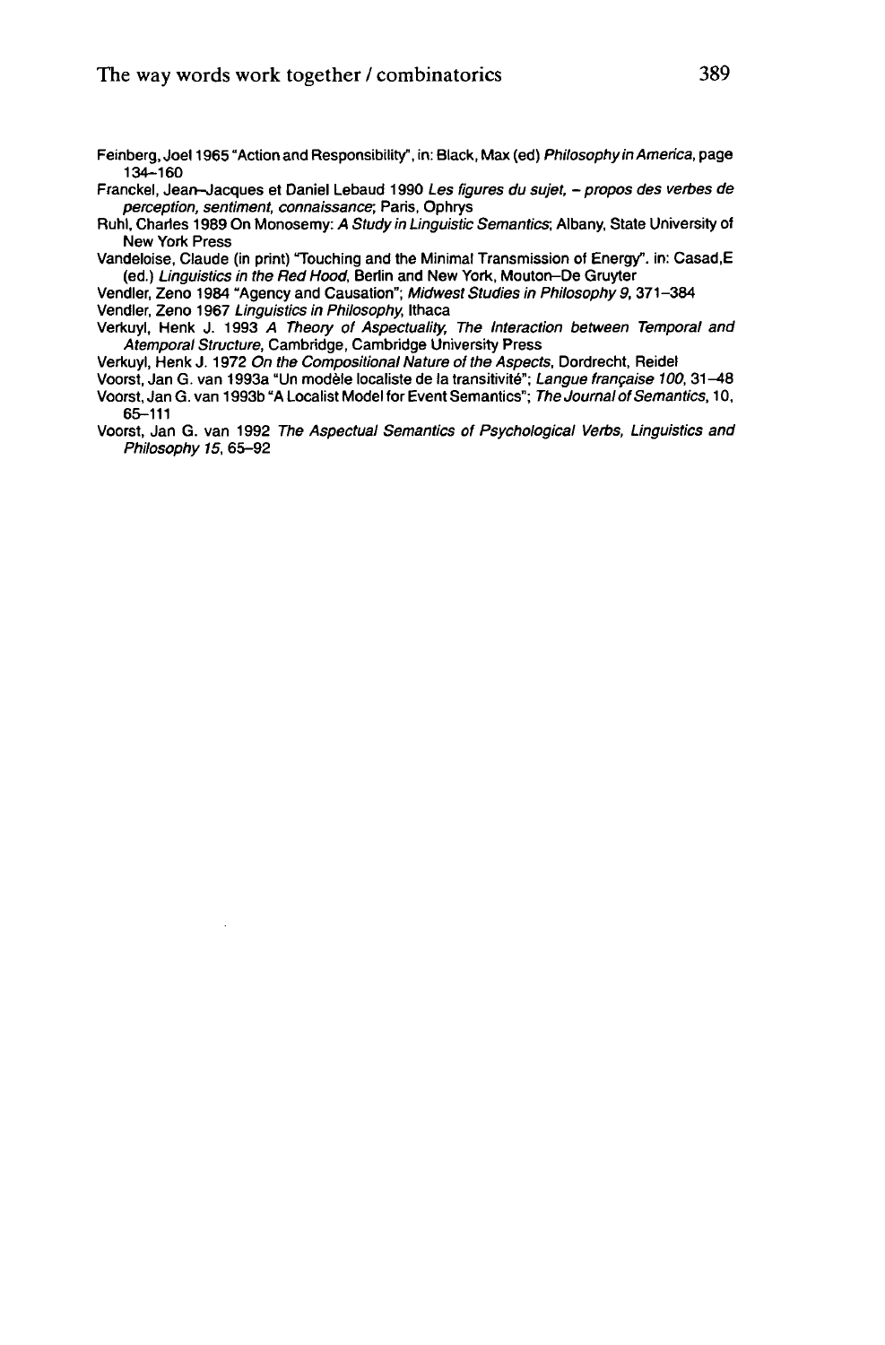Feinberg, Joel 1965 "Action and Responsibility", in: Black, Max (ed) *Philosophy in America*, page 134–160

Franckel, Jean–Jacques et Daniel Lebaud 1990 *Les figures du sujet, – propos des verbes de perception, sentiment, connaissance*; Paris, Ophrys

Ruhl, Charles 1989 On Monosemy: *A Study in Linguistic Semantics*; Albany, State University of New York Press

Vandeloise, Claude (in print) "Touching and the Minimal Transmission of Energy". in: Casad,E (ed.) *Linguistics in the Red Hood*, Berlin and New York, Mouton–De Gruyter

Vendler, Zeno 1984 "Agency and Causation"; *Midwest Studies in Philosophy 9*, 371–384

Vendler, Zeno 1967 *Linguistics in Philosophy*, Ithaca

Verkuyl, Henk J. 1993 *A Theory of Aspectuality, The Interaction between Temporal and Atemporal Structure*, Cambridge, Cambridge University Press

Verkuyl, Henk J. 1972 *On the Compositional Nature of the Aspects*, Dordrecht, Reidel

Voorst, Jan G. van 1993a "Un modèle localiste de la transitivité"; *Langue française 100*, 31–48

Voorst, Jan G. van 1993b "A Localist Model for Event Semantics"; *The Journal of Semantics*, 10, 65–111

Voorst, Jan G. van 1992 *The Aspectual Semantics of Psychological Verbs, Linguistics and Philosophy 15*, 65–92